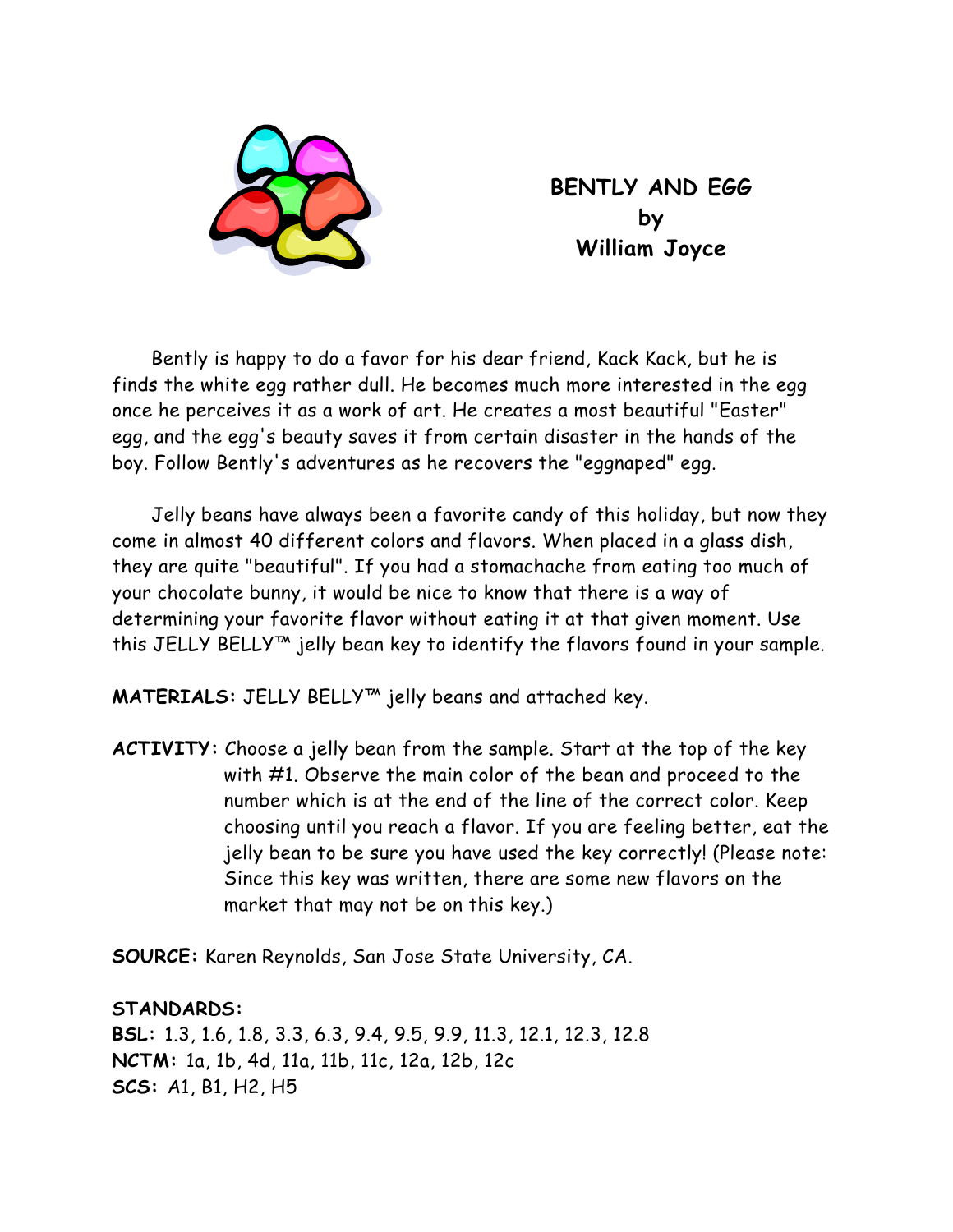# BENTLY AND EGG
## by
## William Joyce

Bently is happy to do a favor for his dear friend, Kack Kack, but he is finds the white egg rather dull. He becomes much more interested in the egg once he perceives it as a work of art. He creates a most beautiful "Easter" egg, and the egg's beauty saves it from certain disaster in the hands of the boy. Follow Bently's adventures as he recovers the "eggnaped" egg.

Jelly beans have always been a favorite candy of this holiday, but now they come in almost 40 different colors and flavors. When placed in a glass dish, they are quite "beautiful". If you had a stomachache from eating too much of your chocolate bunny, it would be nice to know that there is a way of determining your favorite flavor without eating it at that given moment. Use this JELLY BELLY™ jelly bean key to identify the flavors found in your sample.

**MATERIALS:** JELLY BELLY™ jelly beans and attached key.

**ACTIVITY:** Choose a jelly bean from the sample. Start at the top of the key with #1. Observe the main color of the bean and proceed to the number which is at the end of the line of the correct color. Keep choosing until you reach a flavor. If you are feeling better, eat the jelly bean to be sure you have used the key correctly! (Please note: Since this key was written, there are some new flavors on the market that may not be on this key.)

**SOURCE:** Karen Reynolds, San Jose State University, CA.

**STANDARDS:**
**BSL:** 1.3, 1.6, 1.8, 3.3, 6.3, 9.4, 9.5, 9.9, 11.3, 12.1, 12.3, 12.8
**NCTM:** 1a, 1b, 4d, 11a, 11b, 11c, 12a, 12b, 12c
**SCS:** A1, B1, H2, H5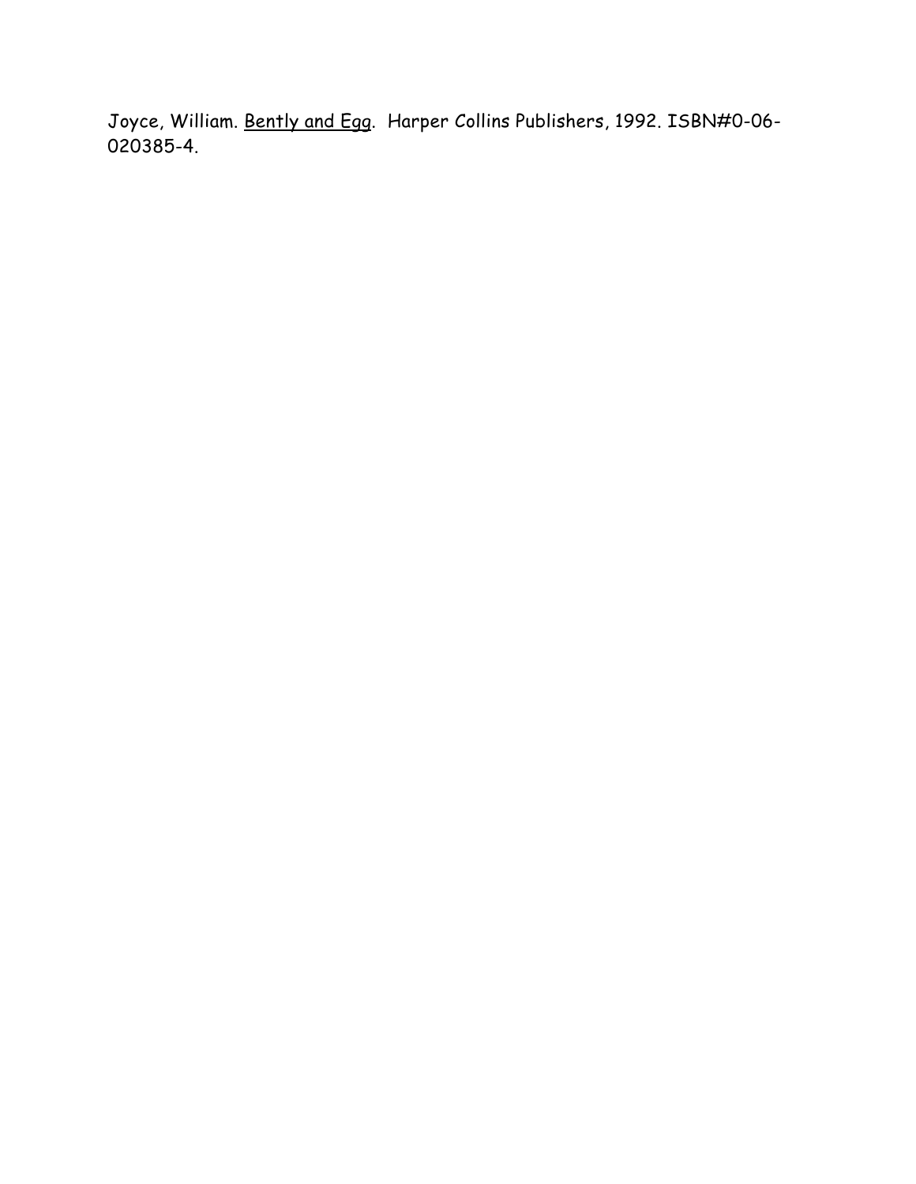Joyce, William. <u>Bently and Egg</u>. Harper Collins Publishers, 1992. ISBN#0-06-020385-4.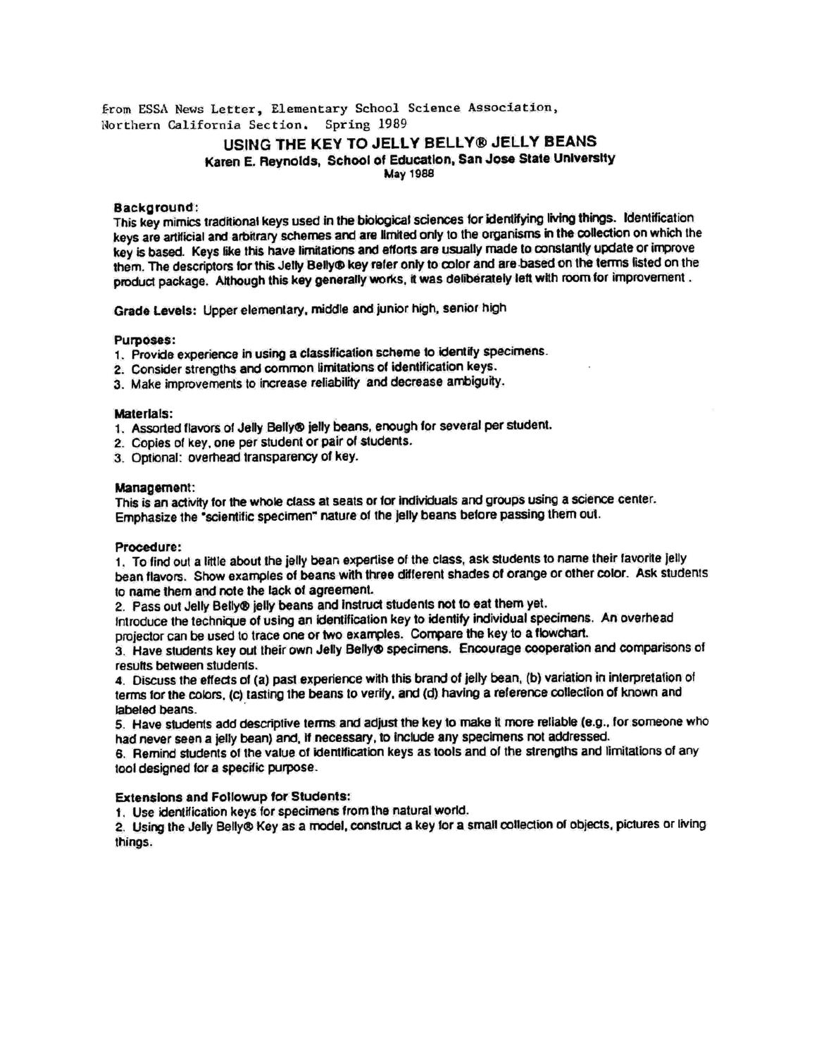from ESSA News Letter, Elementary School Science Association, Northern California Section. Spring 1989

# USING THE KEY TO JELLY BELLY® JELLY BEANS

**Karen E. Reynolds, School of Education, San Jose State University**

**May 1988**

### Background:

This key mimics traditional keys used in the biological sciences for identifying living things. Identification keys are artificial and arbitrary schemes and are limited only to the organisms in the collection on which the key is based. Keys like this have limitations and efforts are usually made to constantly update or improve them. The descriptors for this Jelly Belly® key refer only to color and are based on the terms listed on the product package. Although this key generally works, it was deliberately left with room for improvement .

**Grade Levels:** Upper elementary, middle and junior high, senior high

### Purposes:

1. Provide experience in using a classification scheme to identify specimens.
2. Consider strengths and common limitations of identification keys.
3. Make improvements to increase reliability and decrease ambiguity.

### Materials:

1. Assorted flavors of Jelly Belly® jelly beans, enough for several per student.
2. Copies of key, one per student or pair of students.
3. Optional: overhead transparency of key.

### Management:

This is an activity for the whole class at seats or for individuals and groups using a science center. Emphasize the "scientific specimen" nature of the jelly beans before passing them out.

### Procedure:

1. To find out a little about the jelly bean expertise of the class, ask students to name their favorite jelly bean flavors. Show examples of beans with three different shades of orange or other color. Ask students to name them and note the lack of agreement.
2. Pass out Jelly Belly® jelly beans and instruct students not to eat them yet. Introduce the technique of using an identification key to identify individual specimens. An overhead projector can be used to trace one or two examples. Compare the key to a flowchart.
3. Have students key out their own Jelly Belly® specimens. Encourage cooperation and comparisons of results between students.
4. Discuss the effects of (a) past experience with this brand of jelly bean, (b) variation in interpretation of terms for the colors, (c) tasting the beans to verify, and (d) having a reference collection of known and labeled beans.
5. Have students add descriptive terms and adjust the key to make it more reliable (e.g., for someone who had never seen a jelly bean) and, if necessary, to include any specimens not addressed.
6. Remind students of the value of identification keys as tools and of the strengths and limitations of any tool designed for a specific purpose.

### Extensions and Followup for Students:

1. Use identification keys for specimens from the natural world.
2. Using the Jelly Belly® Key as a model, construct a key for a small collection of objects, pictures or living things.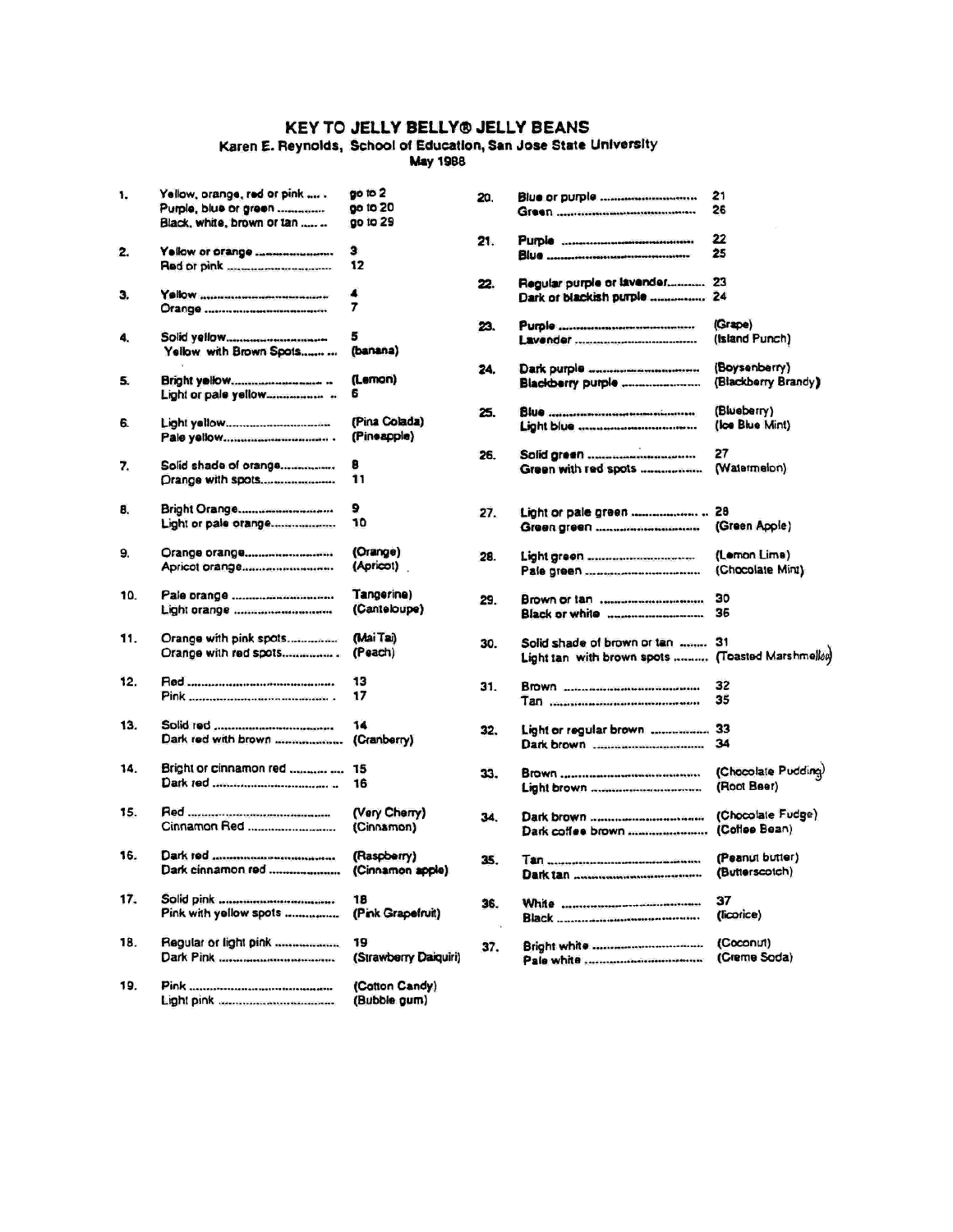# KEY TO JELLY BELLY® JELLY BEANS

**Karen E. Reynolds, School of Education, San Jose State University**

**May 1988**

| | | |
|---|---|---|
| 1. | Yellow, orange, red or pink | go to 2 |
| | Purple, blue or green | go to 20 |
| | Black, white, brown or tan | go to 29 |
| 2. | Yellow or orange | 3 |
| | Red or pink | 12 |
| 3. | Yellow | 4 |
| | Orange | 7 |
| 4. | Solid yellow | 5 |
| | Yellow with Brown Spots | (banana) |
| 5. | Bright yellow | (Lemon) |
| | Light or pale yellow | 6 |
| 6. | Light yellow | (Pina Colada) |
| | Pale yellow | (Pineapple) |
| 7. | Solid shade of orange | 8 |
| | Orange with spots | 11 |
| 8. | Bright Orange | 9 |
| | Light or pale orange | 10 |
| 9. | Orange orange | (Orange) |
| | Apricot orange | (Apricot) |
| 10. | Pale orange | Tangerine) |
| | Light orange | (Canteloupe) |
| 11. | Orange with pink spots | (Mai Tai) |
| | Orange with red spots | (Peach) |
| 12. | Red | 13 |
| | Pink | 17 |
| 13. | Solid red | 14 |
| | Dark red with brown | (Cranberry) |
| 14. | Bright or cinnamon red | 15 |
| | Dark red | 16 |
| 15. | Red | (Very Cherry) |
| | Cinnamon Red | (Cinnamon) |
| 16. | Dark red | (Raspberry) |
| | Dark cinnamon red | (Cinnamon apple) |
| 17. | Solid pink | 18 |
| | Pink with yellow spots | (Pink Grapefruit) |
| 18. | Regular or light pink | 19 |
| | Dark Pink | (Strawberry Daiquiri) |
| 19. | Pink | (Cotton Candy) |
| | Light pink | (Bubble gum) |
| 20. | Blue or purple | 21 |
| | Green | 26 |
| 21. | Purple | 22 |
| | Blue | 25 |
| 22. | Regular purple or lavender | 23 |
| | Dark or blackish purple | 24 |
| 23. | Purple | (Grape) |
| | Lavender | (Island Punch) |
| 24. | Dark purple | (Boysenberry) |
| | Blackberry purple | (Blackberry Brandy) |
| 25. | Blue | (Blueberry) |
| | Light blue | (Ice Blue Mint) |
| 26. | Solid green | 27 |
| | Green with red spots | (Watermelon) |
| 27. | Light or pale green | 28 |
| | Green green | (Green Apple) |
| 28. | Light green | (Lemon Lime) |
| | Pale green | (Chocolate Mint) |
| 29. | Brown or tan | 30 |
| | Black or white | 36 |
| 30. | Solid shade of brown or tan | 31 |
| | Light tan with brown spots | (Toasted Marshmellow) |
| 31. | Brown | 32 |
| | Tan | 35 |
| 32. | Light or regular brown | 33 |
| | Dark brown | 34 |
| 33. | Brown | (Chocolate Pudding) |
| | Light brown | (Root Beer) |
| 34. | Dark brown | (Chocolate Fudge) |
| | Dark coffee brown | (Coffee Bean) |
| 35. | Tan | (Peanut butter) |
| | Dark tan | (Butterscotch) |
| 36. | White | 37 |
| | Black | (licorice) |
| 37. | Bright white | (Coconut) |
| | Pale white | (Creme Soda) |